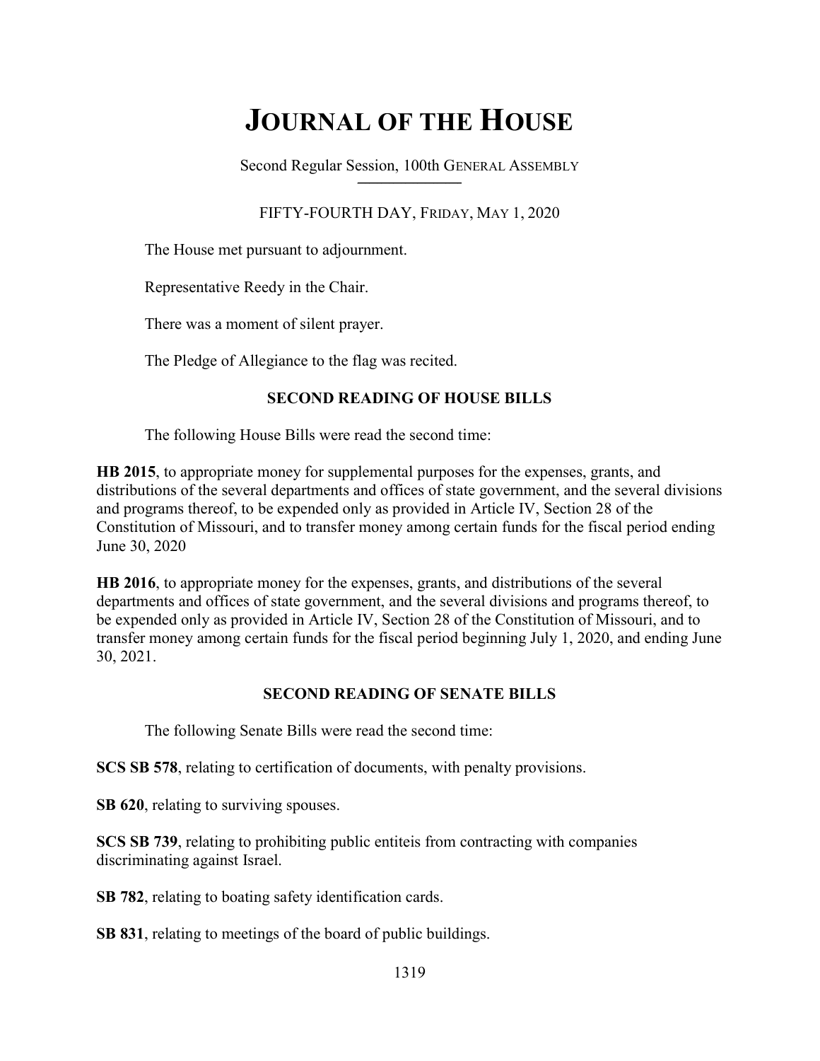# JOURNAL OF THE HOUSE

Second Regular Session, 100th GENERAL ASSEMBLY

FIFTY-FOURTH DAY, FRIDAY, MAY 1, 2020

The House met pursuant to adjournment.

Representative Reedy in the Chair.

There was a moment of silent prayer.

The Pledge of Allegiance to the flag was recited.

## SECOND READING OF HOUSE BILLS

The following House Bills were read the second time:

**HB 2015**, to appropriate money for supplemental purposes for the expenses, grants, and distributions of the several departments and offices of state government, and the several divisions and programs thereof, to be expended only as provided in Article IV, Section 28 of the Constitution of Missouri, and to transfer money among certain funds for the fiscal period ending June 30, 2020

**HB 2016**, to appropriate money for the expenses, grants, and distributions of the several departments and offices of state government, and the several divisions and programs thereof, to be expended only as provided in Article IV, Section 28 of the Constitution of Missouri, and to transfer money among certain funds for the fiscal period beginning July 1, 2020, and ending June 30, 2021.

## SECOND READING OF SENATE BILLS

The following Senate Bills were read the second time:

**SCS SB 578**, relating to certification of documents, with penalty provisions.

**SB 620**, relating to surviving spouses.

**SCS SB 739**, relating to prohibiting public entiteis from contracting with companies discriminating against Israel.

**SB 782**, relating to boating safety identification cards.

**SB 831**, relating to meetings of the board of public buildings.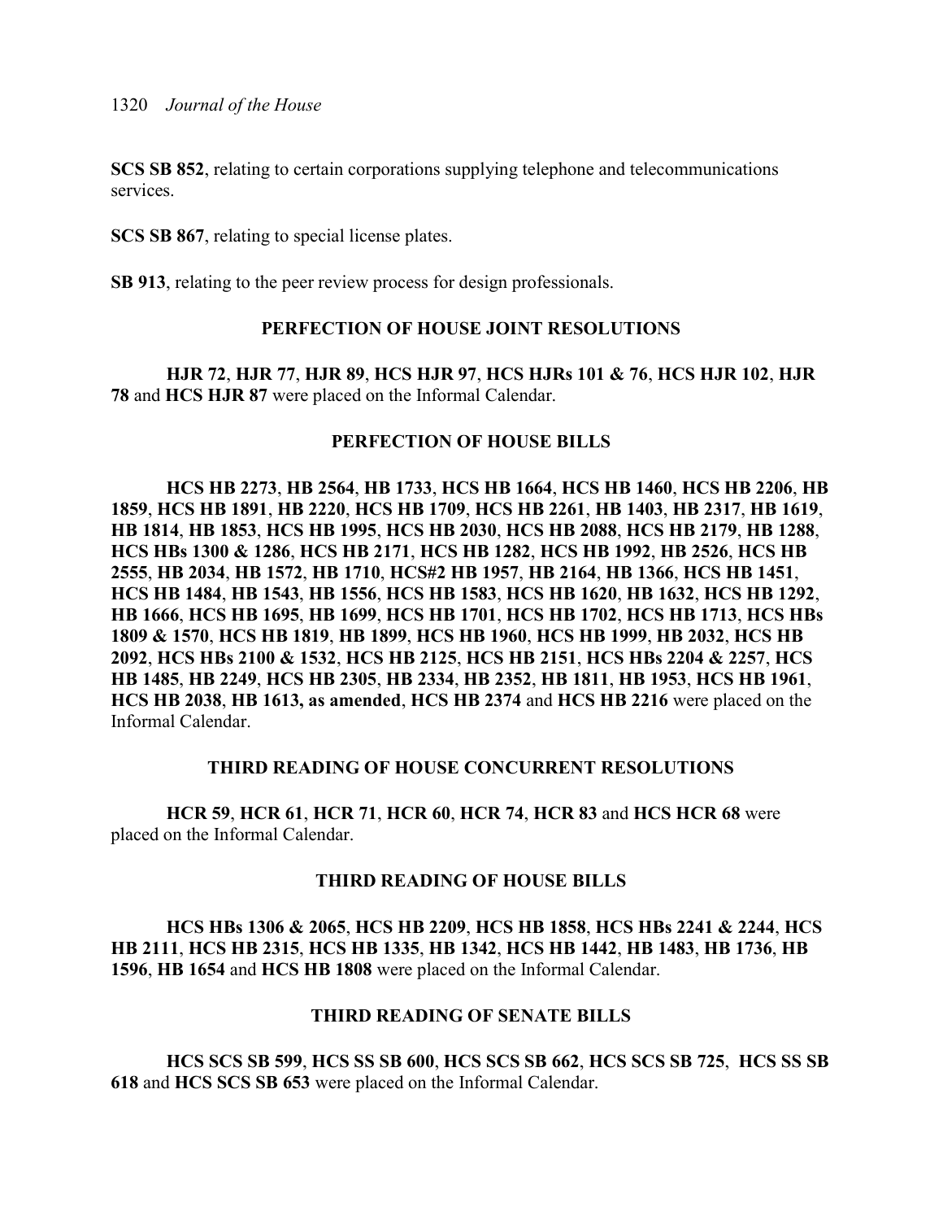**SCS SB 852**, relating to certain corporations supplying telephone and telecommunications services.

**SCS SB 867**, relating to special license plates.

**SB 913**, relating to the peer review process for design professionals.

## PERFECTION OF HOUSE JOINT RESOLUTIONS

**HJR 72**, **HJR 77**, **HJR 89**, **HCS HJR 97**, **HCS HJRs 101 & 76**, **HCS HJR 102**, **HJR 78** and **HCS HJR 87** were placed on the Informal Calendar.

## PERFECTION OF HOUSE BILLS

**HCS HB 2273**, **HB 2564**, **HB 1733**, **HCS HB 1664**, **HCS HB 1460**, **HCS HB 2206**, **HB 1859**, **HCS HB 1891**, **HB 2220**, **HCS HB 1709**, **HCS HB 2261**, **HB 1403**, **HB 2317**, **HB 1619**, **HB 1814**, **HB 1853**, **HCS HB 1995**, **HCS HB 2030**, **HCS HB 2088**, **HCS HB 2179**, **HB 1288**, **HCS HBs 1300 & 1286**, **HCS HB 2171**, **HCS HB 1282**, **HCS HB 1992**, **HB 2526**, **HCS HB 2555**, **HB 2034**, **HB 1572**, **HB 1710**, **HCS#2 HB 1957**, **HB 2164**, **HB 1366**, **HCS HB 1451**, **HCS HB 1484**, **HB 1543**, **HB 1556**, **HCS HB 1583**, **HCS HB 1620**, **HB 1632**, **HCS HB 1292**, **HB 1666**, **HCS HB 1695**, **HB 1699**, **HCS HB 1701**, **HCS HB 1702**, **HCS HB 1713**, **HCS HBs 1809 & 1570**, **HCS HB 1819**, **HB 1899**, **HCS HB 1960**, **HCS HB 1999**, **HB 2032**, **HCS HB 2092**, **HCS HBs 2100 & 1532**, **HCS HB 2125**, **HCS HB 2151**, **HCS HBs 2204 & 2257**, **HCS HB 1485**, **HB 2249**, **HCS HB 2305**, **HB 2334**, **HB 2352**, **HB 1811**, **HB 1953**, **HCS HB 1961**, **HCS HB 2038**, **HB 1613, as amended**, **HCS HB 2374** and **HCS HB 2216** were placed on the Informal Calendar.

## THIRD READING OF HOUSE CONCURRENT RESOLUTIONS

**HCR 59**, **HCR 61**, **HCR 71**, **HCR 60**, **HCR 74**, **HCR 83** and **HCS HCR 68** were placed on the Informal Calendar.

## THIRD READING OF HOUSE BILLS

**HCS HBs 1306 & 2065**, **HCS HB 2209**, **HCS HB 1858**, **HCS HBs 2241 & 2244**, **HCS HB 2111**, **HCS HB 2315**, **HCS HB 1335**, **HB 1342**, **HCS HB 1442**, **HB 1483**, **HB 1736**, **HB 1596**, **HB 1654** and **HCS HB 1808** were placed on the Informal Calendar.

## THIRD READING OF SENATE BILLS

**HCS SCS SB 599**, **HCS SS SB 600**, **HCS SCS SB 662**, **HCS SCS SB 725**, **HCS SS SB 618** and **HCS SCS SB 653** were placed on the Informal Calendar.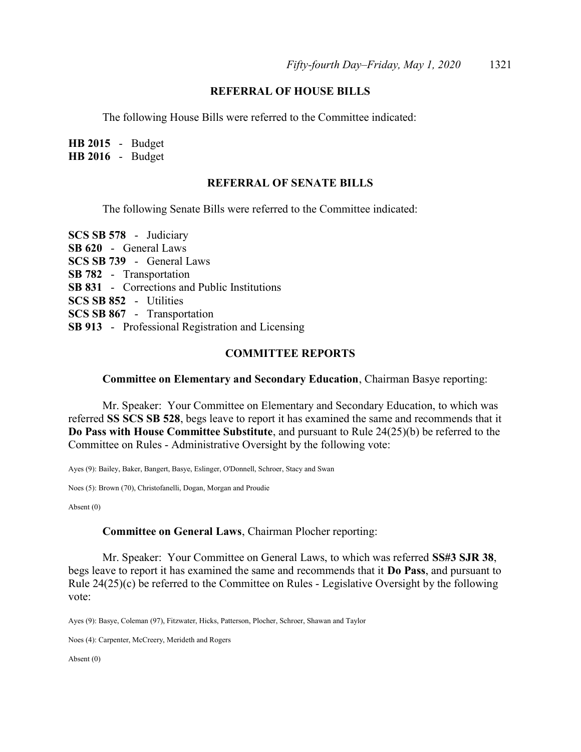## REFERRAL OF HOUSE BILLS

The following House Bills were referred to the Committee indicated:

**HB 2015** - Budget
**HB 2016** - Budget

## REFERRAL OF SENATE BILLS

The following Senate Bills were referred to the Committee indicated:

**SCS SB 578** - Judiciary
**SB 620** - General Laws
**SCS SB 739** - General Laws
**SB 782** - Transportation
**SB 831** - Corrections and Public Institutions
**SCS SB 852** - Utilities
**SCS SB 867** - Transportation
**SB 913** - Professional Registration and Licensing

## COMMITTEE REPORTS

**Committee on Elementary and Secondary Education**, Chairman Basye reporting:

Mr. Speaker: Your Committee on Elementary and Secondary Education, to which was referred **SS SCS SB 528**, begs leave to report it has examined the same and recommends that it **Do Pass with House Committee Substitute**, and pursuant to Rule 24(25)(b) be referred to the Committee on Rules - Administrative Oversight by the following vote:

Ayes (9): Bailey, Baker, Bangert, Basye, Eslinger, O'Donnell, Schroer, Stacy and Swan

Noes (5): Brown (70), Christofanelli, Dogan, Morgan and Proudie

Absent (0)

**Committee on General Laws**, Chairman Plocher reporting:

Mr. Speaker: Your Committee on General Laws, to which was referred **SS#3 SJR 38**, begs leave to report it has examined the same and recommends that it **Do Pass**, and pursuant to Rule 24(25)(c) be referred to the Committee on Rules - Legislative Oversight by the following vote:

Ayes (9): Basye, Coleman (97), Fitzwater, Hicks, Patterson, Plocher, Schroer, Shawan and Taylor

Noes (4): Carpenter, McCreery, Merideth and Rogers

Absent (0)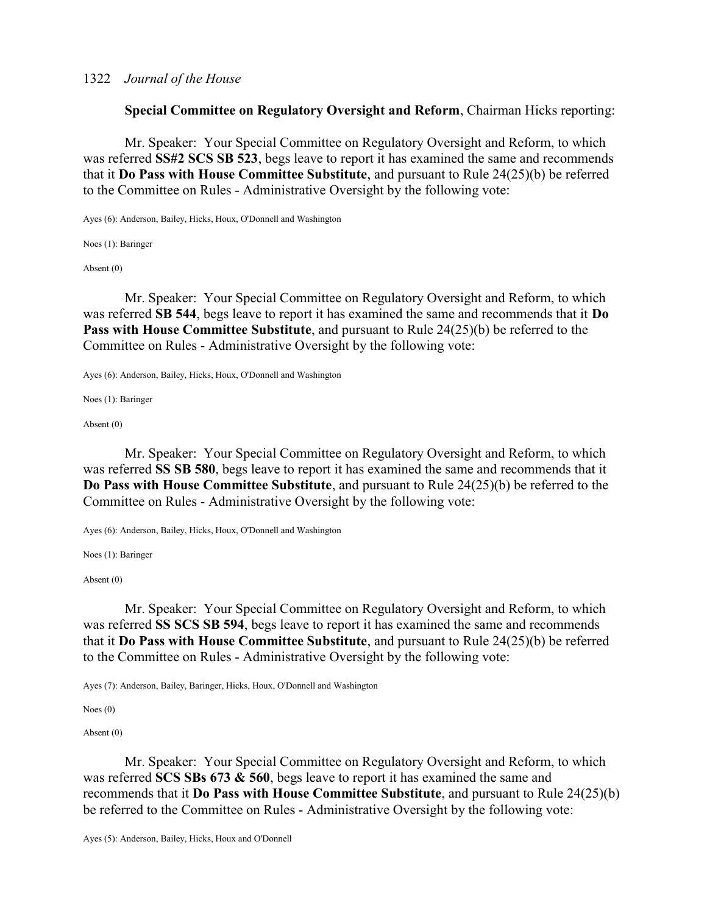**Special Committee on Regulatory Oversight and Reform**, Chairman Hicks reporting:

Mr. Speaker: Your Special Committee on Regulatory Oversight and Reform, to which was referred **SS#2 SCS SB 523**, begs leave to report it has examined the same and recommends that it **Do Pass with House Committee Substitute**, and pursuant to Rule 24(25)(b) be referred to the Committee on Rules - Administrative Oversight by the following vote:

Ayes (6): Anderson, Bailey, Hicks, Houx, O'Donnell and Washington

Noes (1): Baringer

Absent (0)

Mr. Speaker: Your Special Committee on Regulatory Oversight and Reform, to which was referred **SB 544**, begs leave to report it has examined the same and recommends that it **Do Pass with House Committee Substitute**, and pursuant to Rule 24(25)(b) be referred to the Committee on Rules - Administrative Oversight by the following vote:

Ayes (6): Anderson, Bailey, Hicks, Houx, O'Donnell and Washington

Noes (1): Baringer

Absent (0)

Mr. Speaker: Your Special Committee on Regulatory Oversight and Reform, to which was referred **SS SB 580**, begs leave to report it has examined the same and recommends that it **Do Pass with House Committee Substitute**, and pursuant to Rule 24(25)(b) be referred to the Committee on Rules - Administrative Oversight by the following vote:

Ayes (6): Anderson, Bailey, Hicks, Houx, O'Donnell and Washington

Noes (1): Baringer

Absent (0)

Mr. Speaker: Your Special Committee on Regulatory Oversight and Reform, to which was referred **SS SCS SB 594**, begs leave to report it has examined the same and recommends that it **Do Pass with House Committee Substitute**, and pursuant to Rule 24(25)(b) be referred to the Committee on Rules - Administrative Oversight by the following vote:

Ayes (7): Anderson, Bailey, Baringer, Hicks, Houx, O'Donnell and Washington

Noes (0)

Absent (0)

Mr. Speaker: Your Special Committee on Regulatory Oversight and Reform, to which was referred **SCS SBs 673 & 560**, begs leave to report it has examined the same and recommends that it **Do Pass with House Committee Substitute**, and pursuant to Rule 24(25)(b) be referred to the Committee on Rules - Administrative Oversight by the following vote:

Ayes (5): Anderson, Bailey, Hicks, Houx and O'Donnell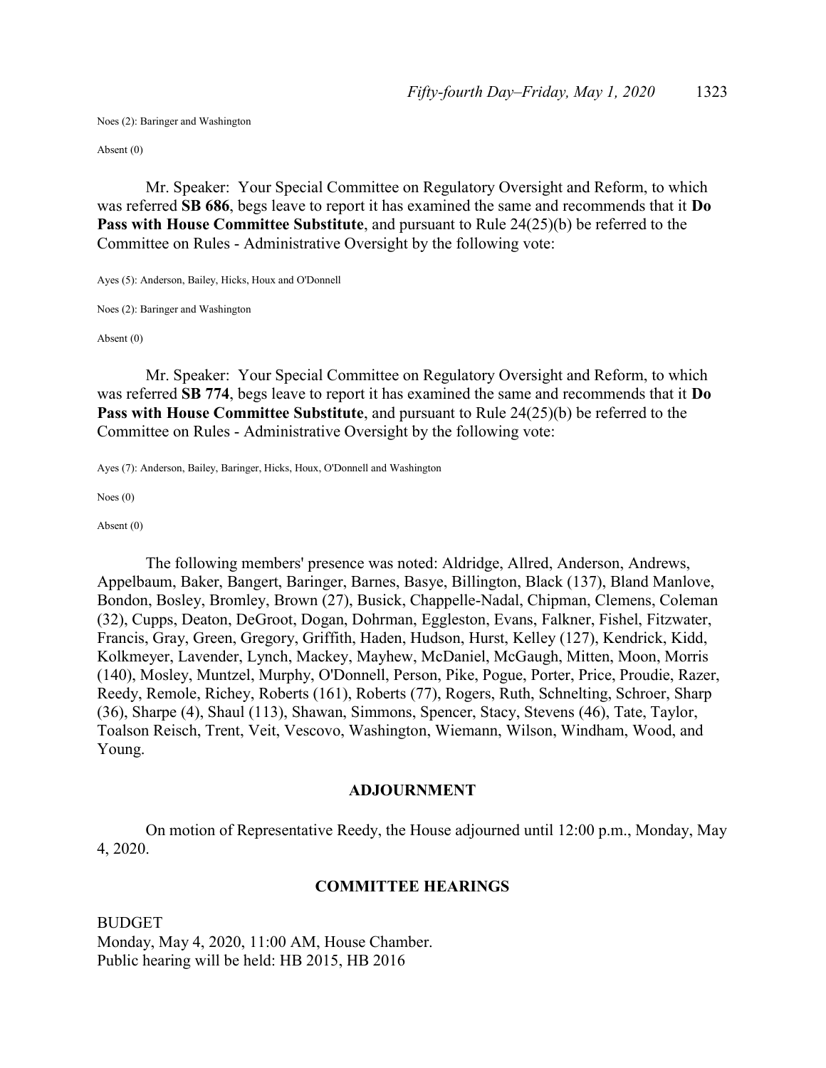Noes (2): Baringer and Washington

Absent (0)

Mr. Speaker: Your Special Committee on Regulatory Oversight and Reform, to which was referred **SB 686**, begs leave to report it has examined the same and recommends that it **Do Pass with House Committee Substitute**, and pursuant to Rule 24(25)(b) be referred to the Committee on Rules - Administrative Oversight by the following vote:

Ayes (5): Anderson, Bailey, Hicks, Houx and O'Donnell

Noes (2): Baringer and Washington

Absent (0)

Mr. Speaker: Your Special Committee on Regulatory Oversight and Reform, to which was referred **SB 774**, begs leave to report it has examined the same and recommends that it **Do Pass with House Committee Substitute**, and pursuant to Rule 24(25)(b) be referred to the Committee on Rules - Administrative Oversight by the following vote:

Ayes (7): Anderson, Bailey, Baringer, Hicks, Houx, O'Donnell and Washington

Noes (0)

Absent (0)

The following members' presence was noted: Aldridge, Allred, Anderson, Andrews, Appelbaum, Baker, Bangert, Baringer, Barnes, Basye, Billington, Black (137), Bland Manlove, Bondon, Bosley, Bromley, Brown (27), Busick, Chappelle-Nadal, Chipman, Clemens, Coleman (32), Cupps, Deaton, DeGroot, Dogan, Dohrman, Eggleston, Evans, Falkner, Fishel, Fitzwater, Francis, Gray, Green, Gregory, Griffith, Haden, Hudson, Hurst, Kelley (127), Kendrick, Kidd, Kolkmeyer, Lavender, Lynch, Mackey, Mayhew, McDaniel, McGaugh, Mitten, Moon, Morris (140), Mosley, Muntzel, Murphy, O'Donnell, Person, Pike, Pogue, Porter, Price, Proudie, Razer, Reedy, Remole, Richey, Roberts (161), Roberts (77), Rogers, Ruth, Schnelting, Schroer, Sharp (36), Sharpe (4), Shaul (113), Shawan, Simmons, Spencer, Stacy, Stevens (46), Tate, Taylor, Toalson Reisch, Trent, Veit, Vescovo, Washington, Wiemann, Wilson, Windham, Wood, and Young.

## ADJOURNMENT

On motion of Representative Reedy, the House adjourned until 12:00 p.m., Monday, May 4, 2020.

## COMMITTEE HEARINGS

BUDGET
Monday, May 4, 2020, 11:00 AM, House Chamber.
Public hearing will be held: HB 2015, HB 2016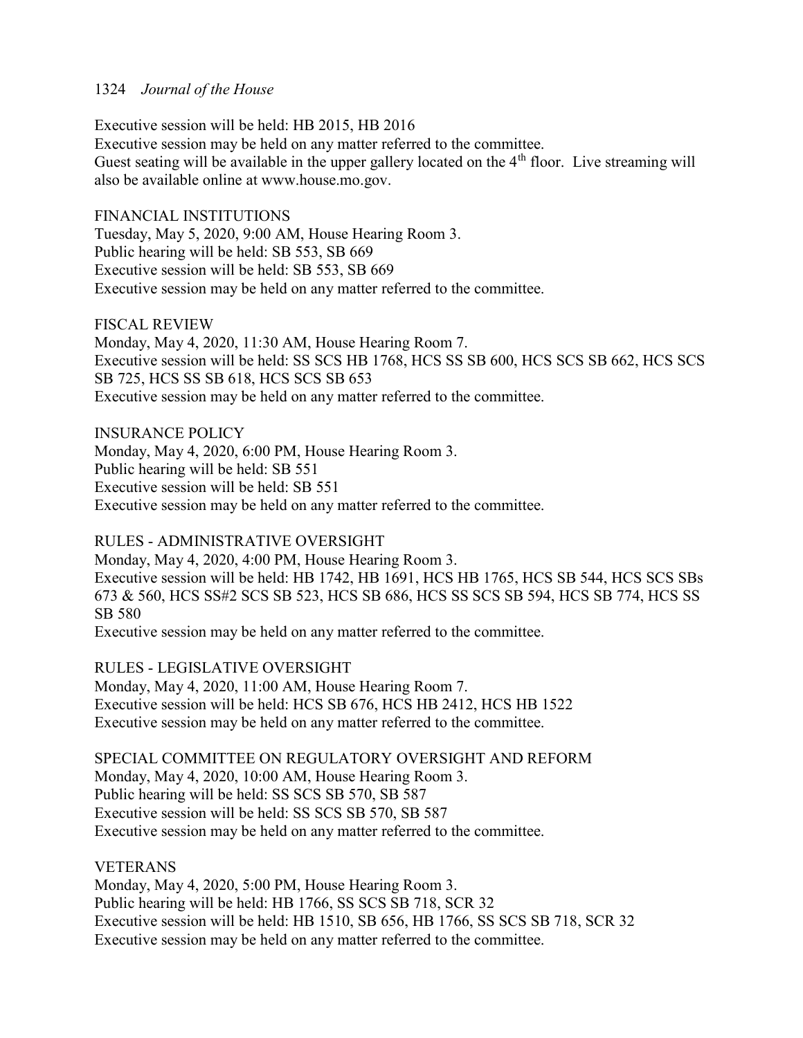Executive session will be held: HB 2015, HB 2016
Executive session may be held on any matter referred to the committee.
Guest seating will be available in the upper gallery located on the 4th floor. Live streaming will also be available online at www.house.mo.gov.

FINANCIAL INSTITUTIONS
Tuesday, May 5, 2020, 9:00 AM, House Hearing Room 3.
Public hearing will be held: SB 553, SB 669
Executive session will be held: SB 553, SB 669
Executive session may be held on any matter referred to the committee.

FISCAL REVIEW
Monday, May 4, 2020, 11:30 AM, House Hearing Room 7.
Executive session will be held: SS SCS HB 1768, HCS SS SB 600, HCS SCS SB 662, HCS SCS SB 725, HCS SS SB 618, HCS SCS SB 653
Executive session may be held on any matter referred to the committee.

INSURANCE POLICY
Monday, May 4, 2020, 6:00 PM, House Hearing Room 3.
Public hearing will be held: SB 551
Executive session will be held: SB 551
Executive session may be held on any matter referred to the committee.

RULES - ADMINISTRATIVE OVERSIGHT
Monday, May 4, 2020, 4:00 PM, House Hearing Room 3.
Executive session will be held: HB 1742, HB 1691, HCS HB 1765, HCS SB 544, HCS SCS SBs 673 & 560, HCS SS#2 SCS SB 523, HCS SB 686, HCS SS SCS SB 594, HCS SB 774, HCS SS SB 580
Executive session may be held on any matter referred to the committee.

RULES - LEGISLATIVE OVERSIGHT
Monday, May 4, 2020, 11:00 AM, House Hearing Room 7.
Executive session will be held: HCS SB 676, HCS HB 2412, HCS HB 1522
Executive session may be held on any matter referred to the committee.

SPECIAL COMMITTEE ON REGULATORY OVERSIGHT AND REFORM
Monday, May 4, 2020, 10:00 AM, House Hearing Room 3.
Public hearing will be held: SS SCS SB 570, SB 587
Executive session will be held: SS SCS SB 570, SB 587
Executive session may be held on any matter referred to the committee.

VETERANS
Monday, May 4, 2020, 5:00 PM, House Hearing Room 3.
Public hearing will be held: HB 1766, SS SCS SB 718, SCR 32
Executive session will be held: HB 1510, SB 656, HB 1766, SS SCS SB 718, SCR 32
Executive session may be held on any matter referred to the committee.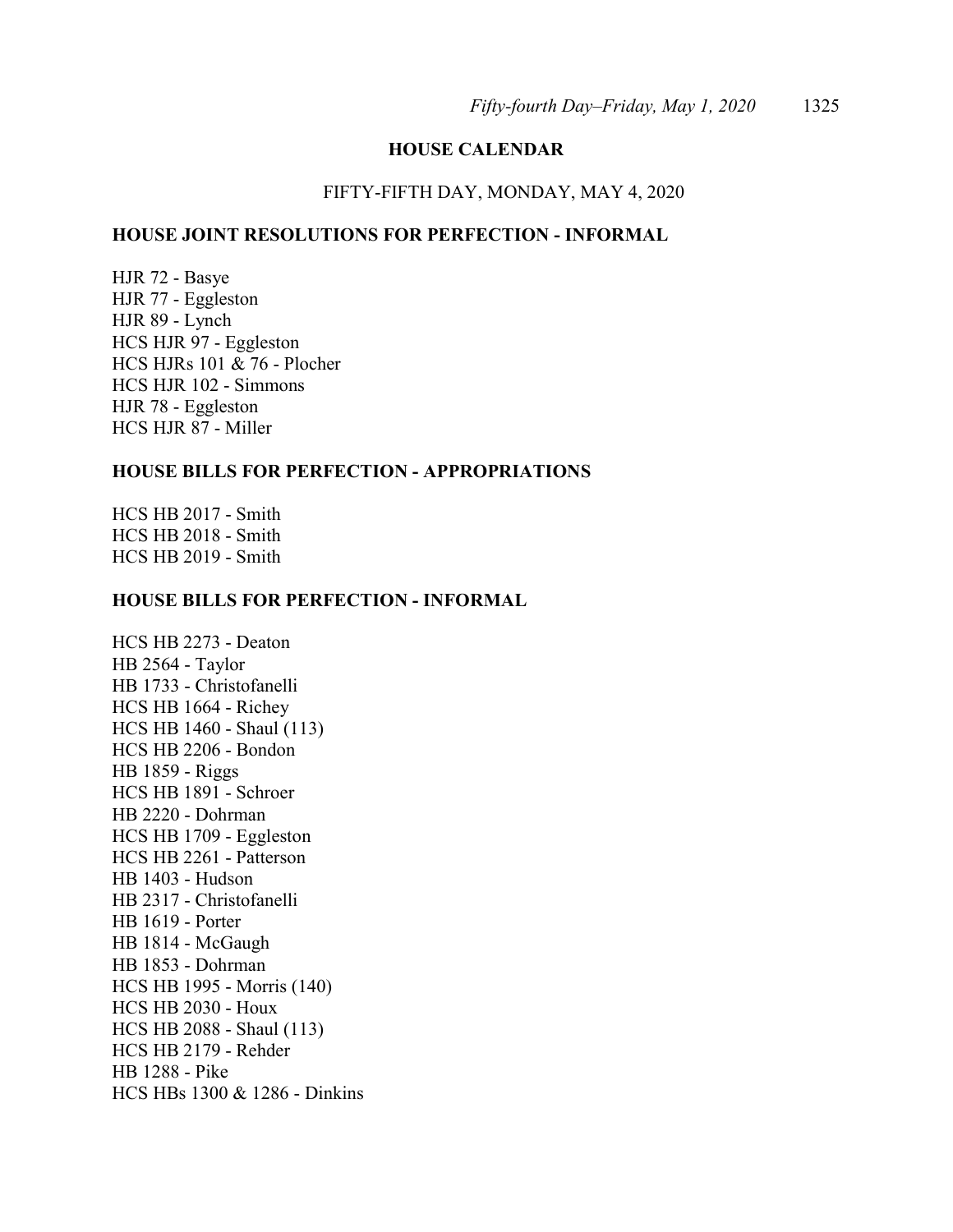## HOUSE CALENDAR

FIFTY-FIFTH DAY, MONDAY, MAY 4, 2020

### HOUSE JOINT RESOLUTIONS FOR PERFECTION - INFORMAL

HJR 72 - Basye
HJR 77 - Eggleston
HJR 89 - Lynch
HCS HJR 97 - Eggleston
HCS HJRs 101 & 76 - Plocher
HCS HJR 102 - Simmons
HJR 78 - Eggleston
HCS HJR 87 - Miller

### HOUSE BILLS FOR PERFECTION - APPROPRIATIONS

HCS HB 2017 - Smith
HCS HB 2018 - Smith
HCS HB 2019 - Smith

### HOUSE BILLS FOR PERFECTION - INFORMAL

HCS HB 2273 - Deaton
HB 2564 - Taylor
HB 1733 - Christofanelli
HCS HB 1664 - Richey
HCS HB 1460 - Shaul (113)
HCS HB 2206 - Bondon
HB 1859 - Riggs
HCS HB 1891 - Schroer
HB 2220 - Dohrman
HCS HB 1709 - Eggleston
HCS HB 2261 - Patterson
HB 1403 - Hudson
HB 2317 - Christofanelli
HB 1619 - Porter
HB 1814 - McGaugh
HB 1853 - Dohrman
HCS HB 1995 - Morris (140)
HCS HB 2030 - Houx
HCS HB 2088 - Shaul (113)
HCS HB 2179 - Rehder
HB 1288 - Pike
HCS HBs 1300 & 1286 - Dinkins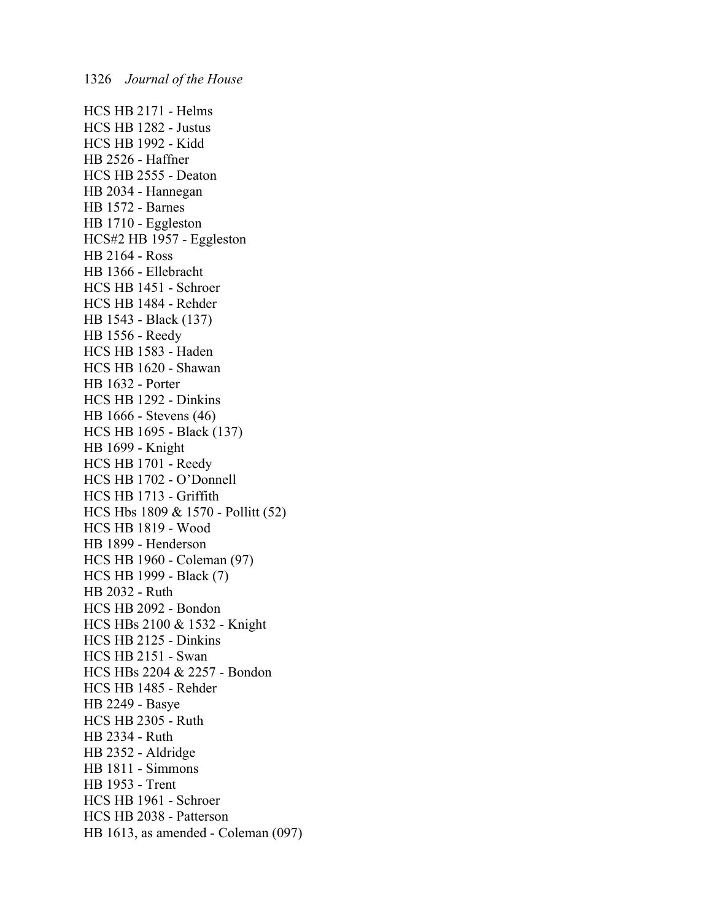HCS HB 2171 - Helms
HCS HB 1282 - Justus
HCS HB 1992 - Kidd
HB 2526 - Haffner
HCS HB 2555 - Deaton
HB 2034 - Hannegan
HB 1572 - Barnes
HB 1710 - Eggleston
HCS#2 HB 1957 - Eggleston
HB 2164 - Ross
HB 1366 - Ellebracht
HCS HB 1451 - Schroer
HCS HB 1484 - Rehder
HB 1543 - Black (137)
HB 1556 - Reedy
HCS HB 1583 - Haden
HCS HB 1620 - Shawan
HB 1632 - Porter
HCS HB 1292 - Dinkins
HB 1666 - Stevens (46)
HCS HB 1695 - Black (137)
HB 1699 - Knight
HCS HB 1701 - Reedy
HCS HB 1702 - O'Donnell
HCS HB 1713 - Griffith
HCS Hbs 1809 & 1570 - Pollitt (52)
HCS HB 1819 - Wood
HB 1899 - Henderson
HCS HB 1960 - Coleman (97)
HCS HB 1999 - Black (7)
HB 2032 - Ruth
HCS HB 2092 - Bondon
HCS HBs 2100 & 1532 - Knight
HCS HB 2125 - Dinkins
HCS HB 2151 - Swan
HCS HBs 2204 & 2257 - Bondon
HCS HB 1485 - Rehder
HB 2249 - Basye
HCS HB 2305 - Ruth
HB 2334 - Ruth
HB 2352 - Aldridge
HB 1811 - Simmons
HB 1953 - Trent
HCS HB 1961 - Schroer
HCS HB 2038 - Patterson
HB 1613, as amended - Coleman (097)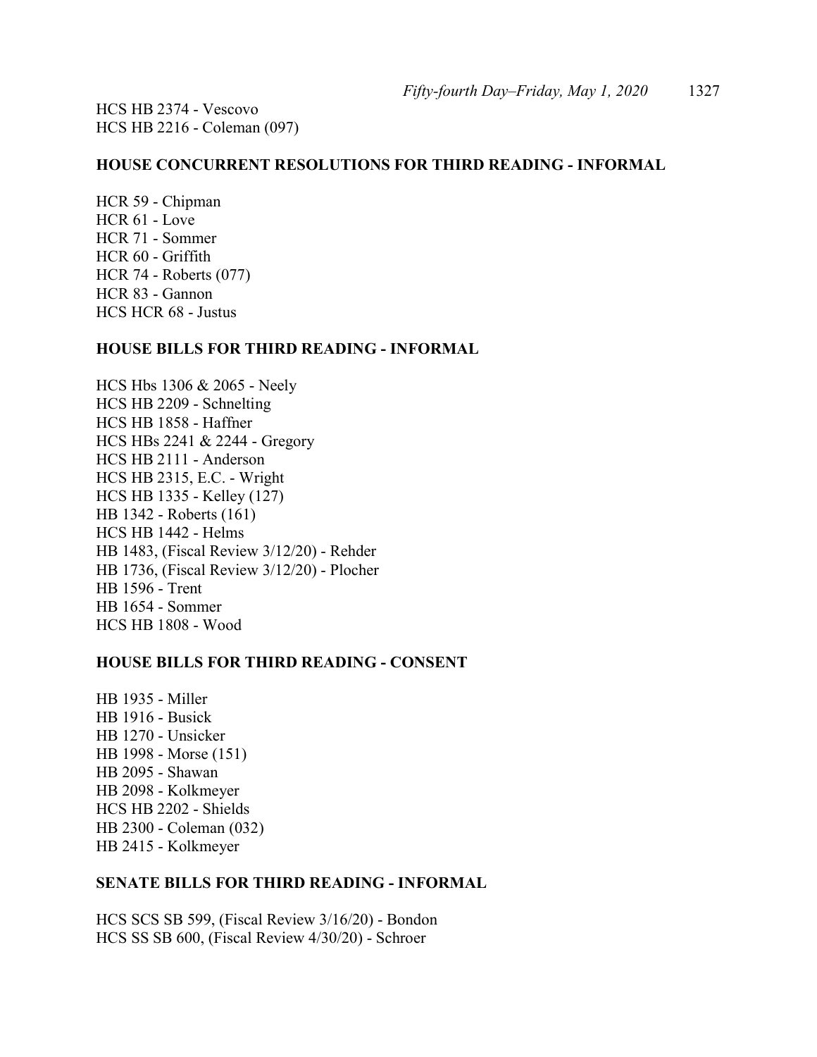HCS HB 2374 - Vescovo
HCS HB 2216 - Coleman (097)

**HOUSE CONCURRENT RESOLUTIONS FOR THIRD READING - INFORMAL**

HCR 59 - Chipman
HCR 61 - Love
HCR 71 - Sommer
HCR 60 - Griffith
HCR 74 - Roberts (077)
HCR 83 - Gannon
HCS HCR 68 - Justus

**HOUSE BILLS FOR THIRD READING - INFORMAL**

HCS Hbs 1306 & 2065 - Neely
HCS HB 2209 - Schnelting
HCS HB 1858 - Haffner
HCS HBs 2241 & 2244 - Gregory
HCS HB 2111 - Anderson
HCS HB 2315, E.C. - Wright
HCS HB 1335 - Kelley (127)
HB 1342 - Roberts (161)
HCS HB 1442 - Helms
HB 1483, (Fiscal Review 3/12/20) - Rehder
HB 1736, (Fiscal Review 3/12/20) - Plocher
HB 1596 - Trent
HB 1654 - Sommer
HCS HB 1808 - Wood

**HOUSE BILLS FOR THIRD READING - CONSENT**

HB 1935 - Miller
HB 1916 - Busick
HB 1270 - Unsicker
HB 1998 - Morse (151)
HB 2095 - Shawan
HB 2098 - Kolkmeyer
HCS HB 2202 - Shields
HB 2300 - Coleman (032)
HB 2415 - Kolkmeyer

**SENATE BILLS FOR THIRD READING - INFORMAL**

HCS SCS SB 599, (Fiscal Review 3/16/20) - Bondon
HCS SS SB 600, (Fiscal Review 4/30/20) - Schroer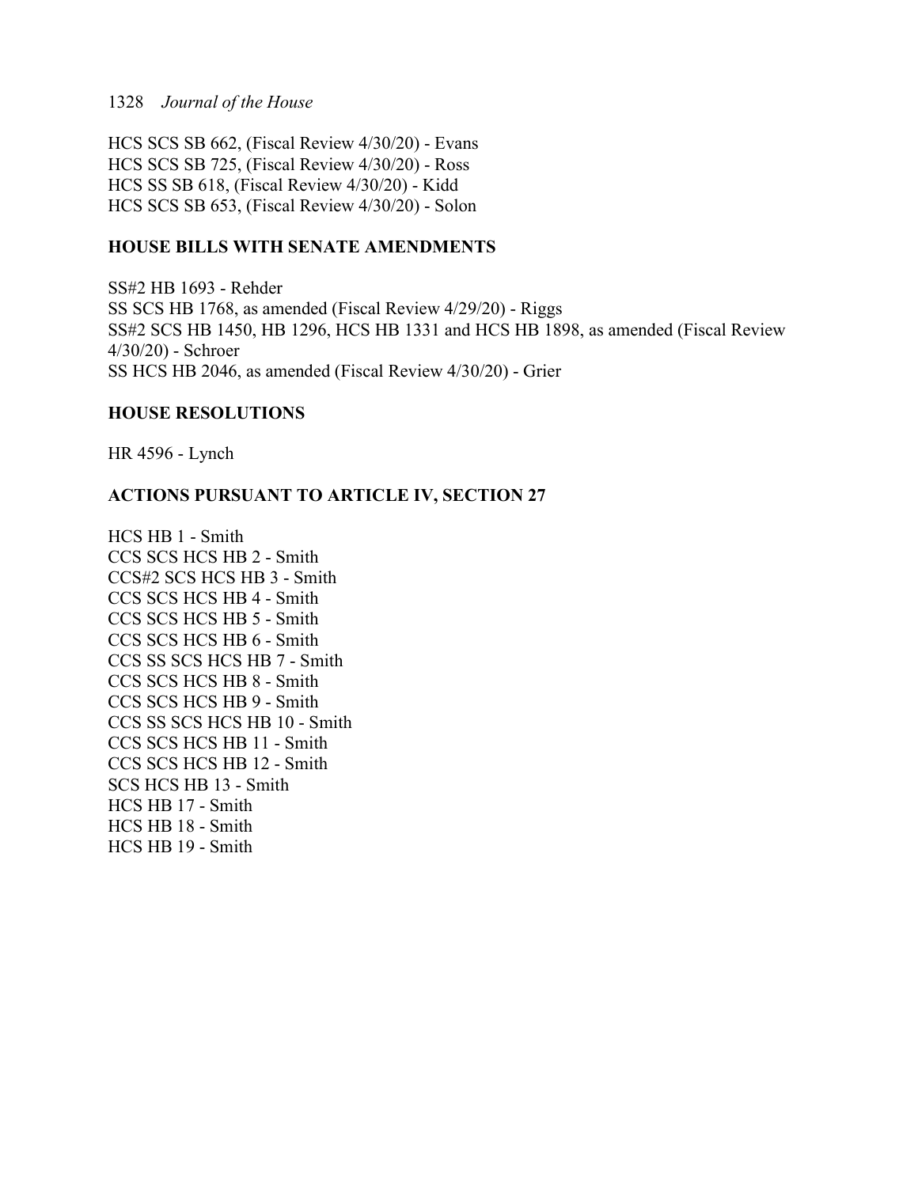HCS SCS SB 662, (Fiscal Review 4/30/20) - Evans
HCS SCS SB 725, (Fiscal Review 4/30/20) - Ross
HCS SS SB 618, (Fiscal Review 4/30/20) - Kidd
HCS SCS SB 653, (Fiscal Review 4/30/20) - Solon

**HOUSE BILLS WITH SENATE AMENDMENTS**

SS#2 HB 1693 - Rehder
SS SCS HB 1768, as amended (Fiscal Review 4/29/20) - Riggs
SS#2 SCS HB 1450, HB 1296, HCS HB 1331 and HCS HB 1898, as amended (Fiscal Review 4/30/20) - Schroer
SS HCS HB 2046, as amended (Fiscal Review 4/30/20) - Grier

**HOUSE RESOLUTIONS**

HR 4596 - Lynch

**ACTIONS PURSUANT TO ARTICLE IV, SECTION 27**

HCS HB 1 - Smith
CCS SCS HCS HB 2 - Smith
CCS#2 SCS HCS HB 3 - Smith
CCS SCS HCS HB 4 - Smith
CCS SCS HCS HB 5 - Smith
CCS SCS HCS HB 6 - Smith
CCS SS SCS HCS HB 7 - Smith
CCS SCS HCS HB 8 - Smith
CCS SCS HCS HB 9 - Smith
CCS SS SCS HCS HB 10 - Smith
CCS SCS HCS HB 11 - Smith
CCS SCS HCS HB 12 - Smith
SCS HCS HB 13 - Smith
HCS HB 17 - Smith
HCS HB 18 - Smith
HCS HB 19 - Smith